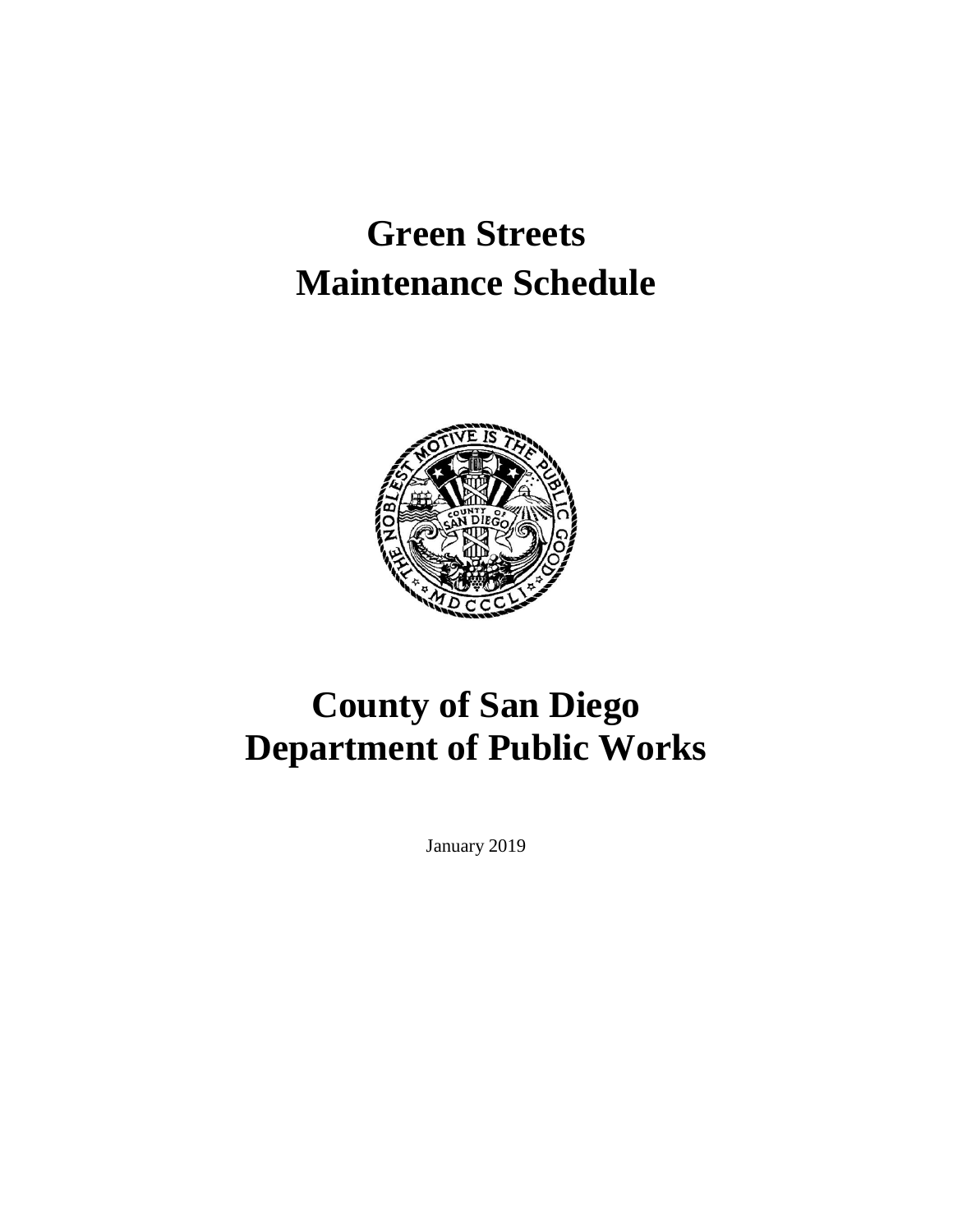# Green Streets Maintenance Schedule

# County of San Diego Department of Public Works

January 2019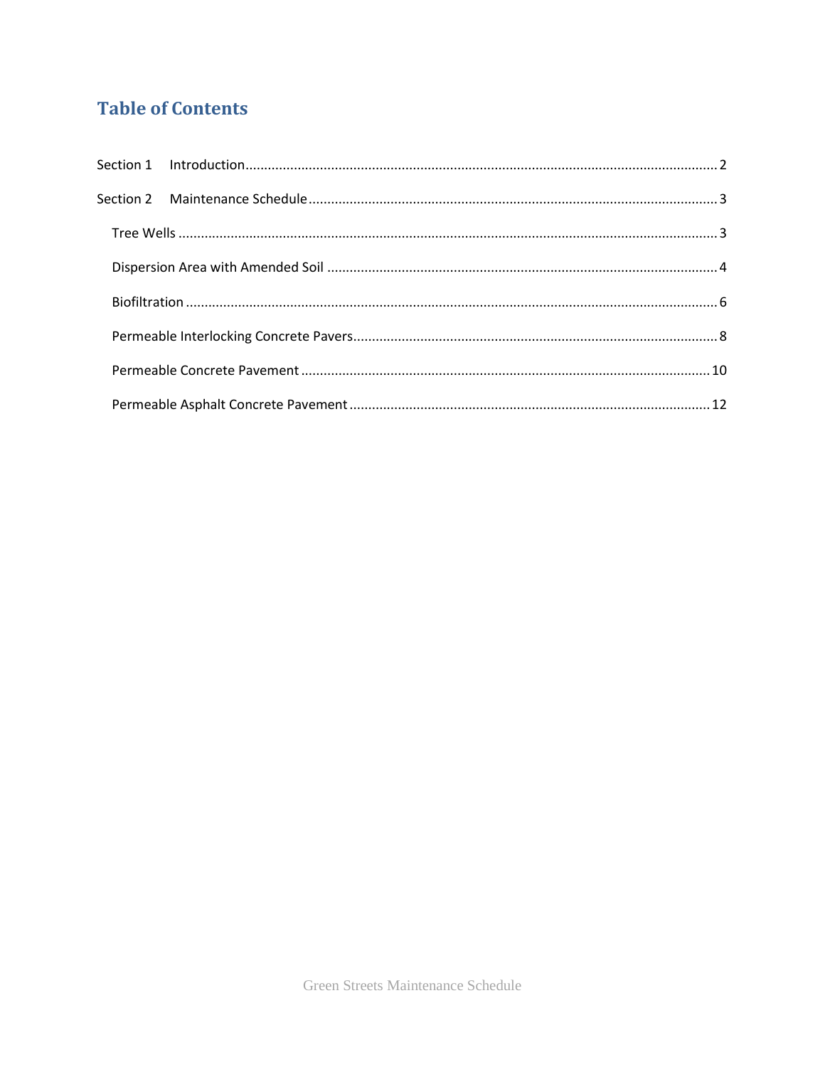# Table of Contents

Section 1 Introduction ..... 2

Section 2 Maintenance Schedule ..... 3

- Tree Wells ..... 3
- Dispersion Area with Amended Soil ..... 4
- Biofiltration ..... 6
- Permeable Interlocking Concrete Pavers ..... 8
- Permeable Concrete Pavement ..... 10
- Permeable Asphalt Concrete Pavement ..... 12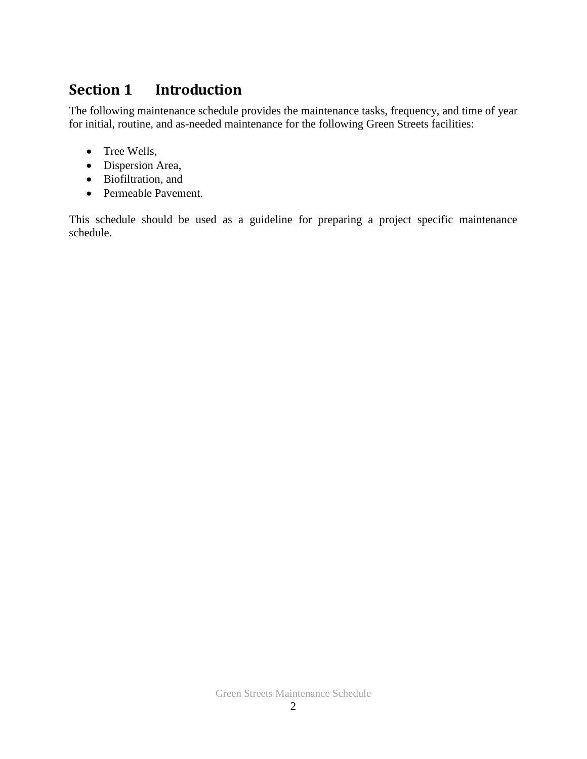# Section 1 Introduction

The following maintenance schedule provides the maintenance tasks, frequency, and time of year for initial, routine, and as-needed maintenance for the following Green Streets facilities:

- Tree Wells,
- Dispersion Area,
- Biofiltration, and
- Permeable Pavement.

This schedule should be used as a guideline for preparing a project specific maintenance schedule.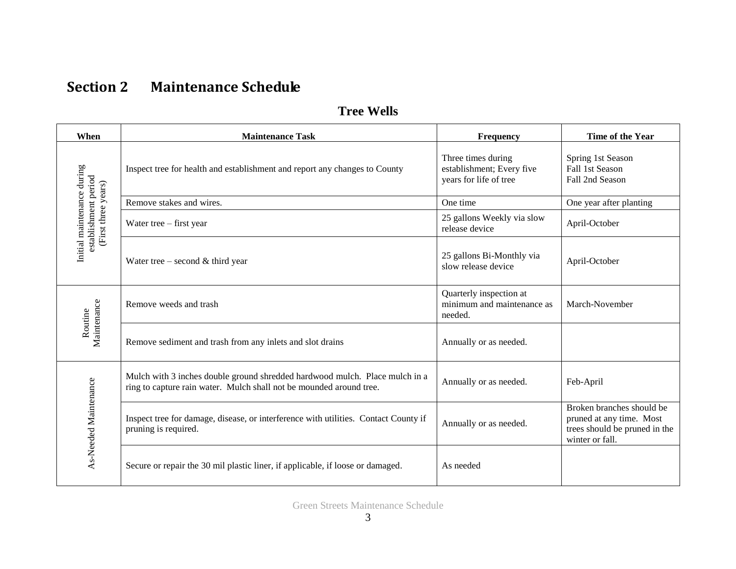# Section 2 Maintenance Schedule

## Tree Wells

| When | Maintenance Task | Frequency | Time of the Year |
|---|---|---|---|
| Initial maintenance during establishment period (First three years) | Inspect tree for health and establishment and report any changes to County | Three times during establishment; Every five years for life of tree | Spring 1st Season<br>Fall 1st Season<br>Fall 2nd Season |
| | Remove stakes and wires. | One time | One year after planting |
| | Water tree – first year | 25 gallons Weekly via slow release device | April-October |
| | Water tree – second & third year | 25 gallons Bi-Monthly via slow release device | April-October |
| Routine Maintenance | Remove weeds and trash | Quarterly inspection at minimum and maintenance as needed. | March-November |
| | Remove sediment and trash from any inlets and slot drains | Annually or as needed. | |
| As-Needed Maintenance | Mulch with 3 inches double ground shredded hardwood mulch. Place mulch in a ring to capture rain water. Mulch shall not be mounded around tree. | Annually or as needed. | Feb-April |
| | Inspect tree for damage, disease, or interference with utilities. Contact County if pruning is required. | Annually or as needed. | Broken branches should be pruned at any time. Most trees should be pruned in the winter or fall. |
| | Secure or repair the 30 mil plastic liner, if applicable, if loose or damaged. | As needed | |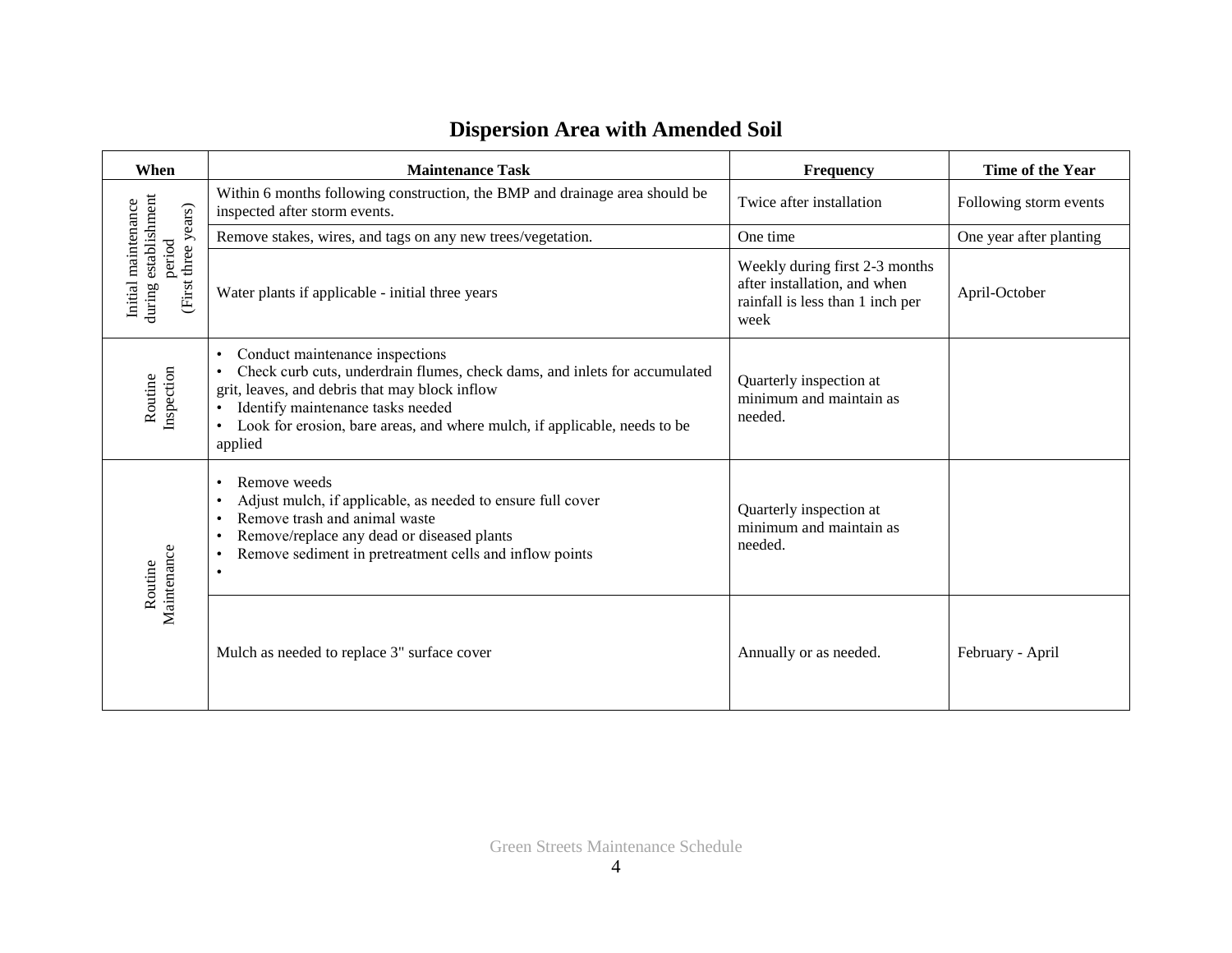# Dispersion Area with Amended Soil

| When | Maintenance Task | Frequency | Time of the Year |
|---|---|---|---|
| Initial maintenance during establishment period (First three years) | Within 6 months following construction, the BMP and drainage area should be inspected after storm events. | Twice after installation | Following storm events |
| | Remove stakes, wires, and tags on any new trees/vegetation. | One time | One year after planting |
| | Water plants if applicable - initial three years | Weekly during first 2-3 months after installation, and when rainfall is less than 1 inch per week | April-October |
| Routine Inspection | • Conduct maintenance inspections<br>• Check curb cuts, underdrain flumes, check dams, and inlets for accumulated grit, leaves, and debris that may block inflow<br>• Identify maintenance tasks needed<br>• Look for erosion, bare areas, and where mulch, if applicable, needs to be applied | Quarterly inspection at minimum and maintain as needed. | |
| Routine Maintenance | • Remove weeds<br>• Adjust mulch, if applicable, as needed to ensure full cover<br>• Remove trash and animal waste<br>• Remove/replace any dead or diseased plants<br>• Remove sediment in pretreatment cells and inflow points<br>• | Quarterly inspection at minimum and maintain as needed. | |
| | Mulch as needed to replace 3" surface cover | Annually or as needed. | February - April |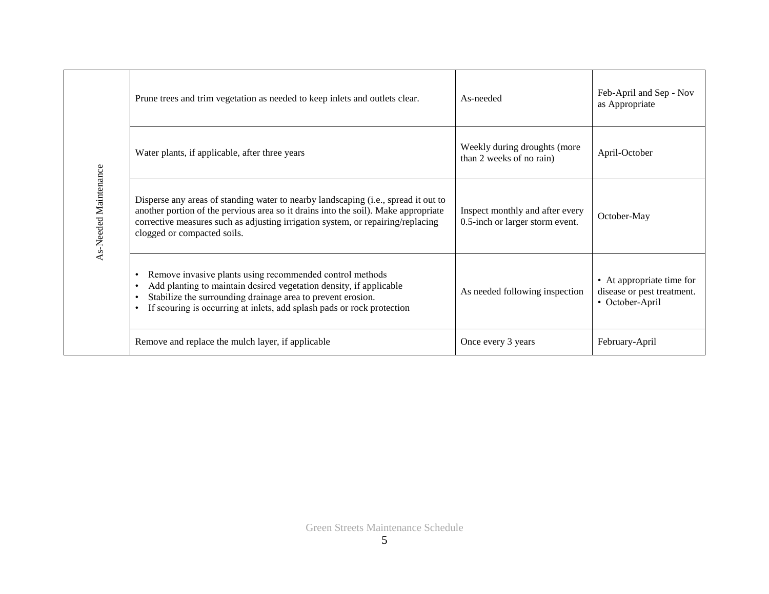| As-Needed Maintenance | Prune trees and trim vegetation as needed to keep inlets and outlets clear. | As-needed | Feb-April and Sep - Nov as Appropriate |
|---|---|---|---|
| | Water plants, if applicable, after three years | Weekly during droughts (more than 2 weeks of no rain) | April-October |
| | Disperse any areas of standing water to nearby landscaping (i.e., spread it out to another portion of the pervious area so it drains into the soil). Make appropriate corrective measures such as adjusting irrigation system, or repairing/replacing clogged or compacted soils. | Inspect monthly and after every 0.5-inch or larger storm event. | October-May |
| | • Remove invasive plants using recommended control methods<br>• Add planting to maintain desired vegetation density, if applicable<br>• Stabilize the surrounding drainage area to prevent erosion.<br>• If scouring is occurring at inlets, add splash pads or rock protection | As needed following inspection | • At appropriate time for disease or pest treatment.<br>• October-April |
| | Remove and replace the mulch layer, if applicable | Once every 3 years | February-April |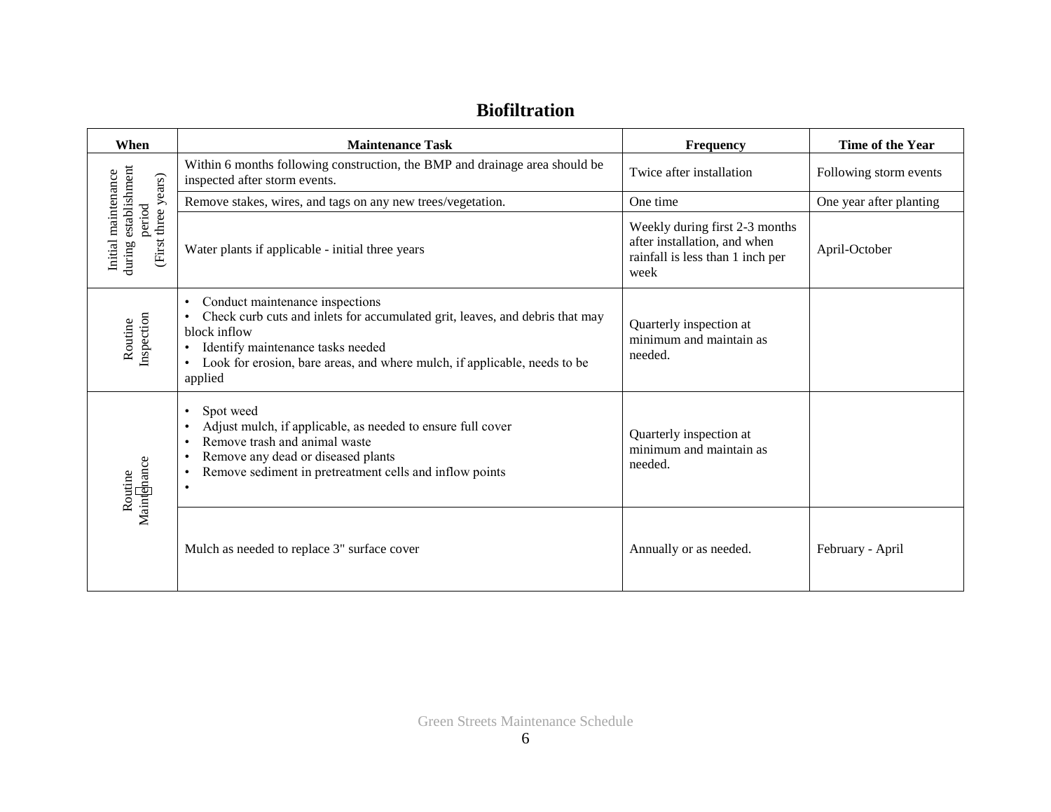## Biofiltration

| When | Maintenance Task | Frequency | Time of the Year |
|---|---|---|---|
| Initial maintenance during establishment period (First three years) | Within 6 months following construction, the BMP and drainage area should be inspected after storm events. | Twice after installation | Following storm events |
| | Remove stakes, wires, and tags on any new trees/vegetation. | One time | One year after planting |
| | Water plants if applicable - initial three years | Weekly during first 2-3 months after installation, and when rainfall is less than 1 inch per week | April-October |
| Routine Inspection | • Conduct maintenance inspections<br>• Check curb cuts and inlets for accumulated grit, leaves, and debris that may block inflow<br>• Identify maintenance tasks needed<br>• Look for erosion, bare areas, and where mulch, if applicable, needs to be applied | Quarterly inspection at minimum and maintain as needed. | |
| Routine Maintenance | • Spot weed<br>• Adjust mulch, if applicable, as needed to ensure full cover<br>• Remove trash and animal waste<br>• Remove any dead or diseased plants<br>• Remove sediment in pretreatment cells and inflow points<br>• | Quarterly inspection at minimum and maintain as needed. | |
| | Mulch as needed to replace 3" surface cover | Annually or as needed. | February - April |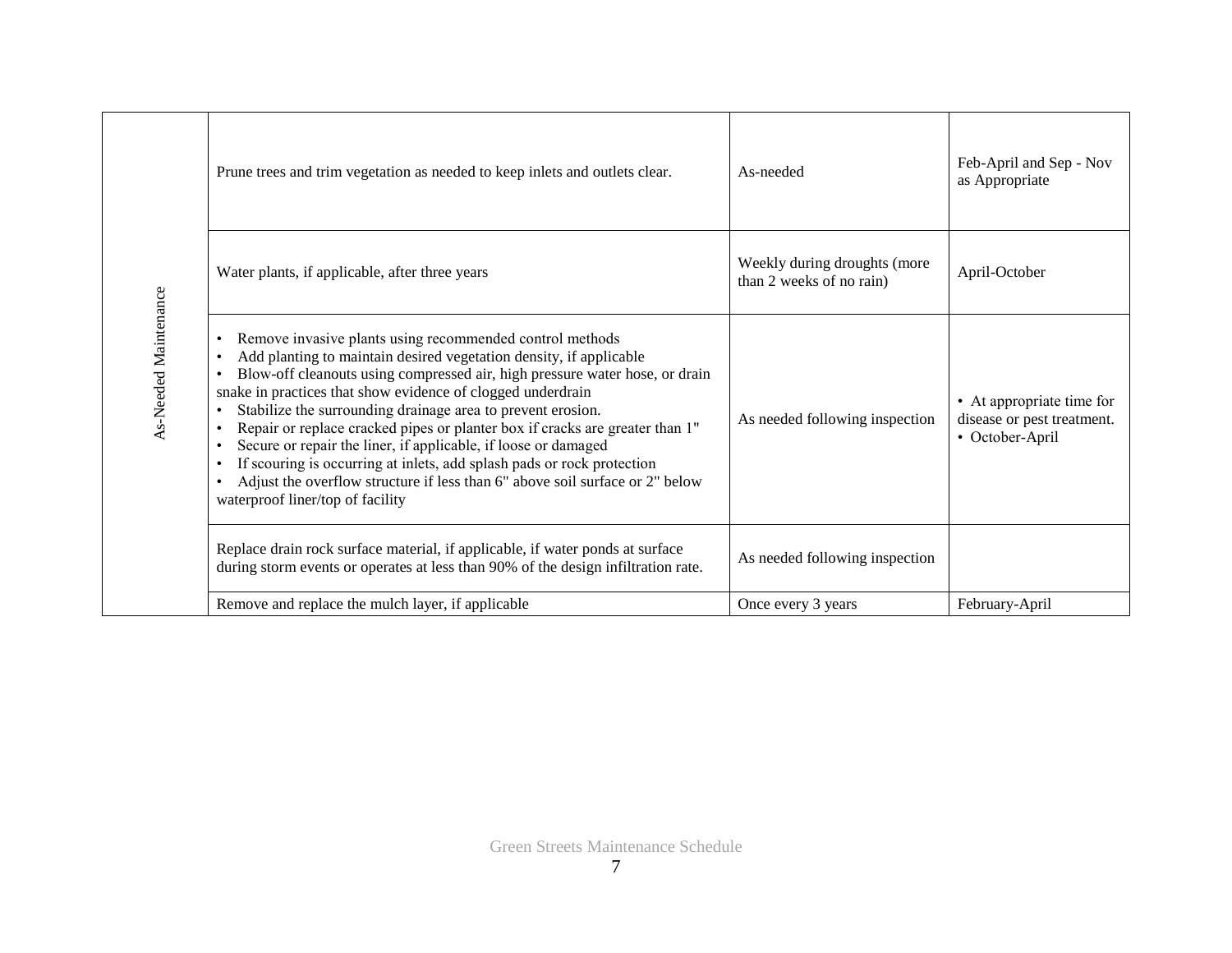| | | | |
|---|---|---|---|
| As-Needed Maintenance | Prune trees and trim vegetation as needed to keep inlets and outlets clear. | As-needed | Feb-April and Sep - Nov as Appropriate |
| | Water plants, if applicable, after three years | Weekly during droughts (more than 2 weeks of no rain) | April-October |
| | • Remove invasive plants using recommended control methods<br>• Add planting to maintain desired vegetation density, if applicable<br>• Blow-off cleanouts using compressed air, high pressure water hose, or drain snake in practices that show evidence of clogged underdrain<br>• Stabilize the surrounding drainage area to prevent erosion.<br>• Repair or replace cracked pipes or planter box if cracks are greater than 1"<br>• Secure or repair the liner, if applicable, if loose or damaged<br>• If scouring is occurring at inlets, add splash pads or rock protection<br>• Adjust the overflow structure if less than 6" above soil surface or 2" below waterproof liner/top of facility | As needed following inspection | • At appropriate time for disease or pest treatment.<br>• October-April |
| | Replace drain rock surface material, if applicable, if water ponds at surface during storm events or operates at less than 90% of the design infiltration rate. | As needed following inspection | |
| | Remove and replace the mulch layer, if applicable | Once every 3 years | February-April |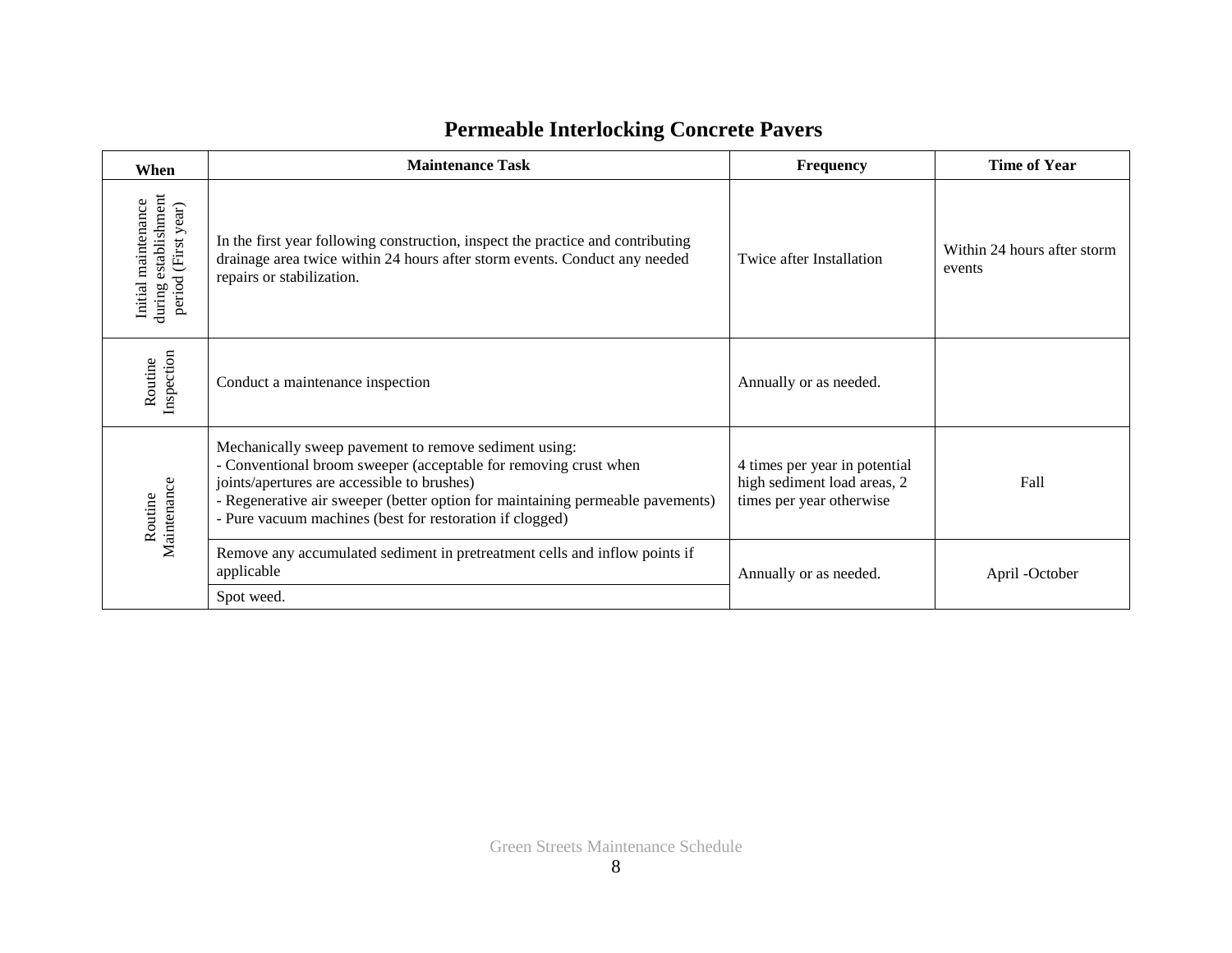# Permeable Interlocking Concrete Pavers

| When | Maintenance Task | Frequency | Time of Year |
|---|---|---|---|
| Initial maintenance during establishment period (First year) | In the first year following construction, inspect the practice and contributing drainage area twice within 24 hours after storm events. Conduct any needed repairs or stabilization. | Twice after Installation | Within 24 hours after storm events |
| Routine Inspection | Conduct a maintenance inspection | Annually or as needed. | |
| Routine Maintenance | Mechanically sweep pavement to remove sediment using:<br>- Conventional broom sweeper (acceptable for removing crust when joints/apertures are accessible to brushes)<br>- Regenerative air sweeper (better option for maintaining permeable pavements)<br>- Pure vacuum machines (best for restoration if clogged) | 4 times per year in potential high sediment load areas, 2 times per year otherwise | Fall |
| | Remove any accumulated sediment in pretreatment cells and inflow points if applicable | Annually or as needed. | April -October |
| | Spot weed. | | |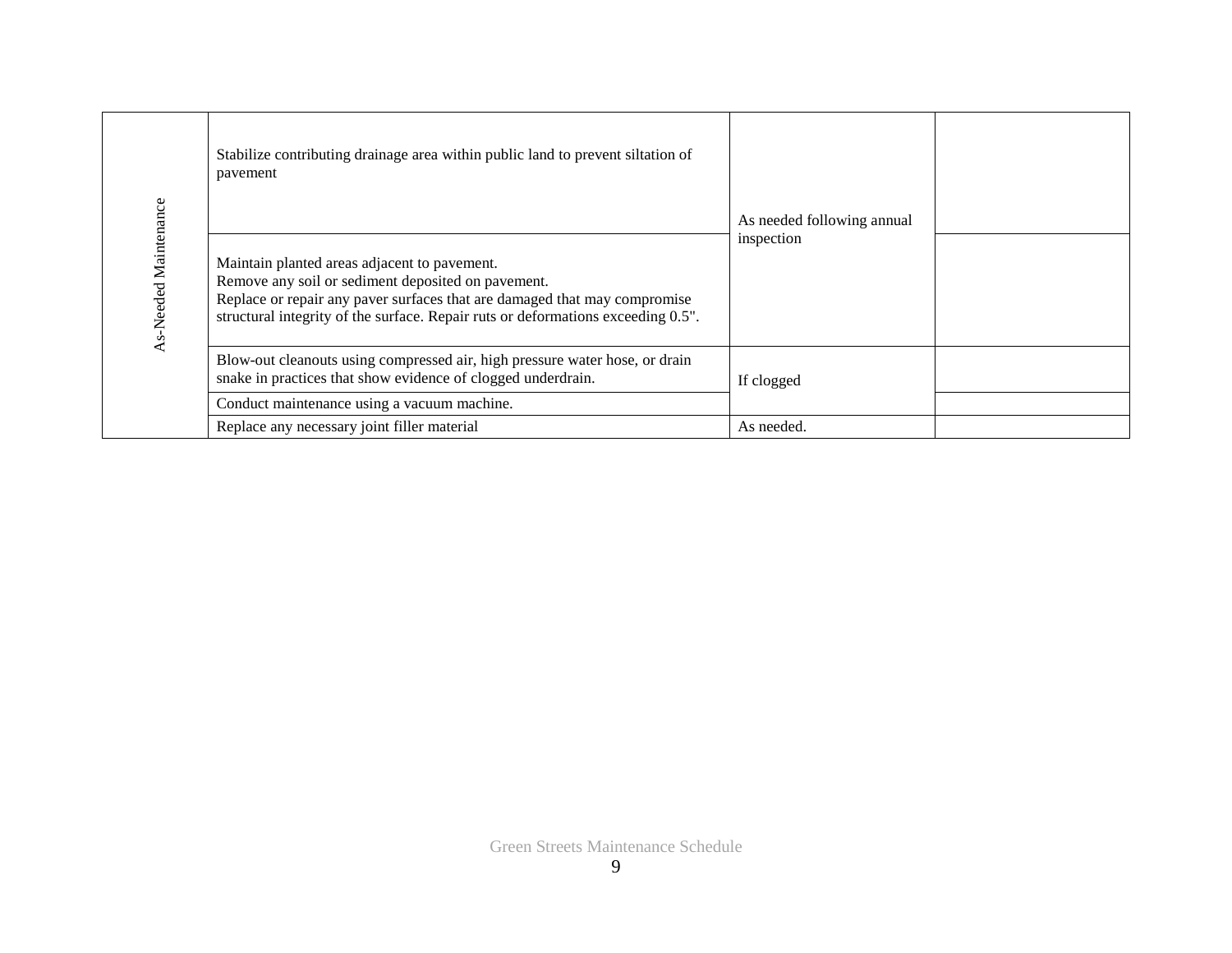| As-Needed Maintenance | Stabilize contributing drainage area within public land to prevent siltation of pavement | As needed following annual inspection | |
|---|---|---|---|
| | Maintain planted areas adjacent to pavement.<br>Remove any soil or sediment deposited on pavement.<br>Replace or repair any paver surfaces that are damaged that may compromise structural integrity of the surface. Repair ruts or deformations exceeding 0.5". | | |
| | Blow-out cleanouts using compressed air, high pressure water hose, or drain snake in practices that show evidence of clogged underdrain. | If clogged | |
| | Conduct maintenance using a vacuum machine. | | |
| | Replace any necessary joint filler material | As needed. | |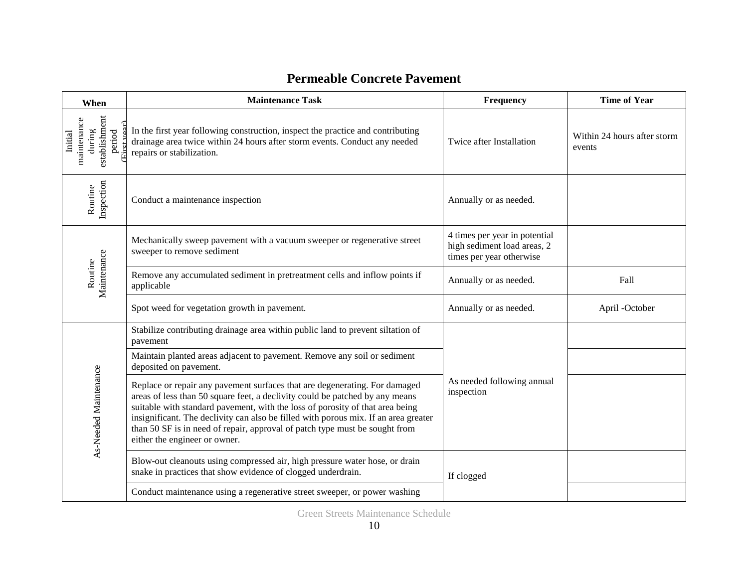# Permeable Concrete Pavement

| When | Maintenance Task | Frequency | Time of Year |
|---|---|---|---|
| Initial maintenance during establishment period (First year) | In the first year following construction, inspect the practice and contributing drainage area twice within 24 hours after storm events. Conduct any needed repairs or stabilization. | Twice after Installation | Within 24 hours after storm events |
| Routine Inspection | Conduct a maintenance inspection | Annually or as needed. | |
| Routine Maintenance | Mechanically sweep pavement with a vacuum sweeper or regenerative street sweeper to remove sediment | 4 times per year in potential high sediment load areas, 2 times per year otherwise | |
| | Remove any accumulated sediment in pretreatment cells and inflow points if applicable | Annually or as needed. | Fall |
| | Spot weed for vegetation growth in pavement. | Annually or as needed. | April -October |
| As-Needed Maintenance | Stabilize contributing drainage area within public land to prevent siltation of pavement | As needed following annual inspection | |
| | Maintain planted areas adjacent to pavement. Remove any soil or sediment deposited on pavement. | | |
| | Replace or repair any pavement surfaces that are degenerating. For damaged areas of less than 50 square feet, a declivity could be patched by any means suitable with standard pavement, with the loss of porosity of that area being insignificant. The declivity can also be filled with porous mix. If an area greater than 50 SF is in need of repair, approval of patch type must be sought from either the engineer or owner. | | |
| | Blow-out cleanouts using compressed air, high pressure water hose, or drain snake in practices that show evidence of clogged underdrain. | If clogged | |
| | Conduct maintenance using a regenerative street sweeper, or power washing | | |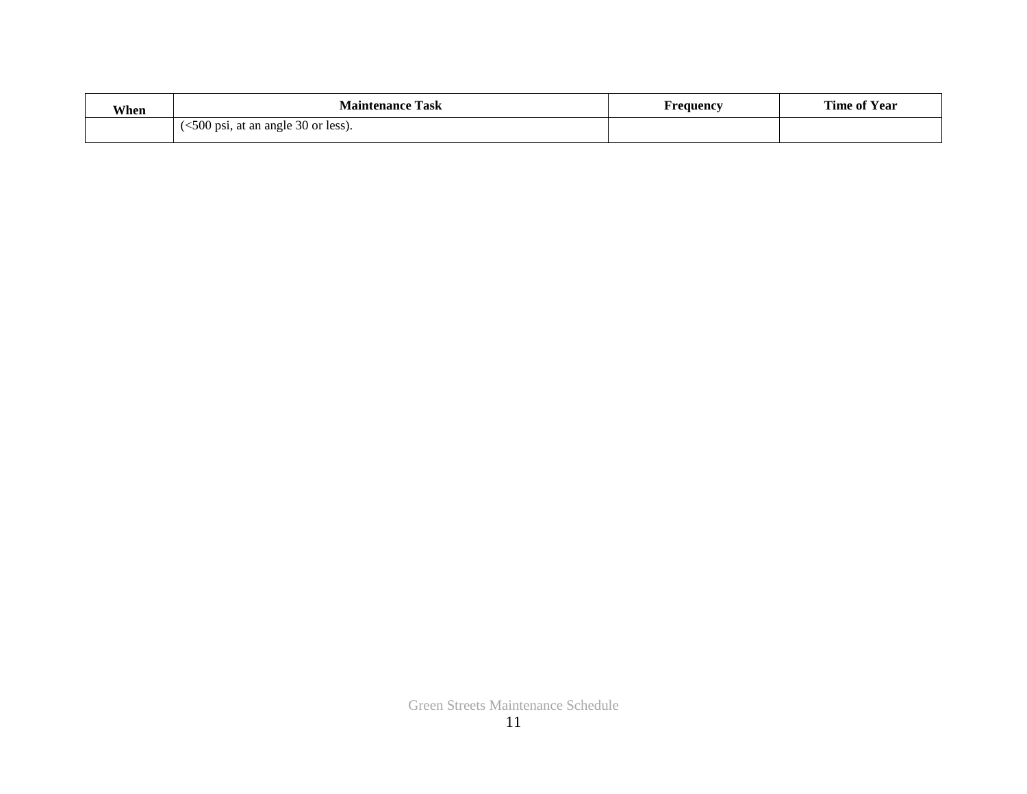| When | Maintenance Task | Frequency | Time of Year |
|---|---|---|---|
| | (<500 psi, at an angle 30 or less). | | |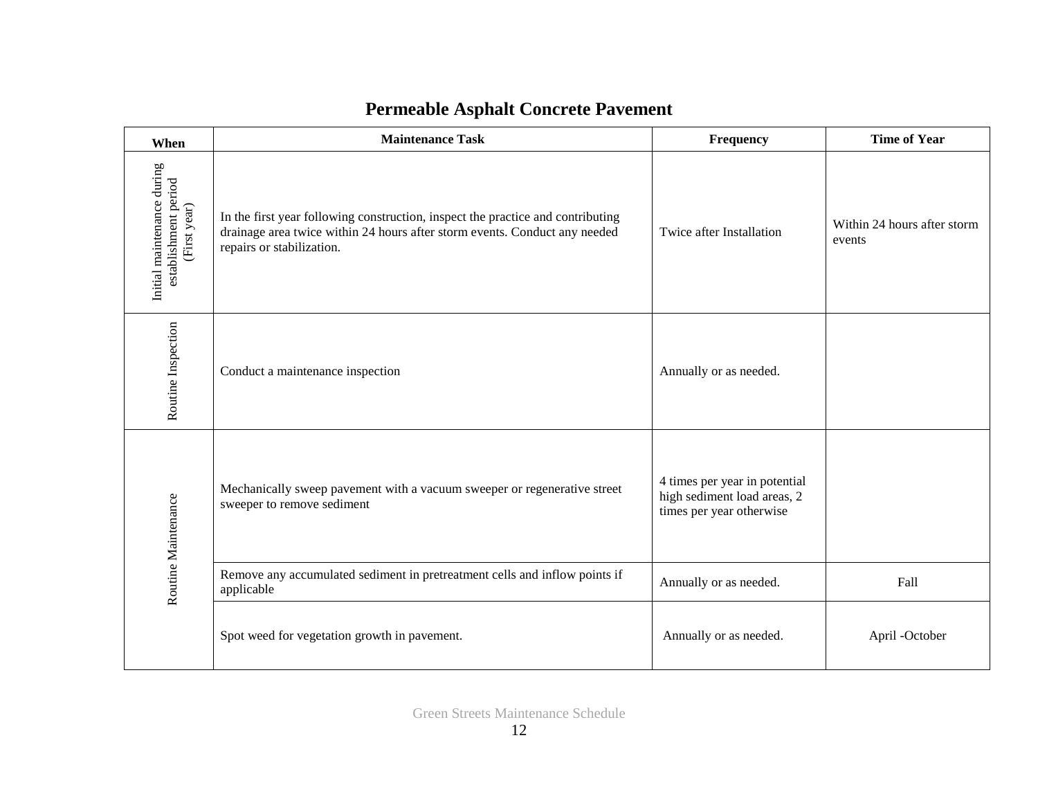# Permeable Asphalt Concrete Pavement

| When | Maintenance Task | Frequency | Time of Year |
|---|---|---|---|
| Initial maintenance during establishment period (First year) | In the first year following construction, inspect the practice and contributing drainage area twice within 24 hours after storm events. Conduct any needed repairs or stabilization. | Twice after Installation | Within 24 hours after storm events |
| Routine Inspection | Conduct a maintenance inspection | Annually or as needed. | |
| Routine Maintenance | Mechanically sweep pavement with a vacuum sweeper or regenerative street sweeper to remove sediment | 4 times per year in potential high sediment load areas, 2 times per year otherwise | |
| | Remove any accumulated sediment in pretreatment cells and inflow points if applicable | Annually or as needed. | Fall |
| | Spot weed for vegetation growth in pavement. | Annually or as needed. | April -October |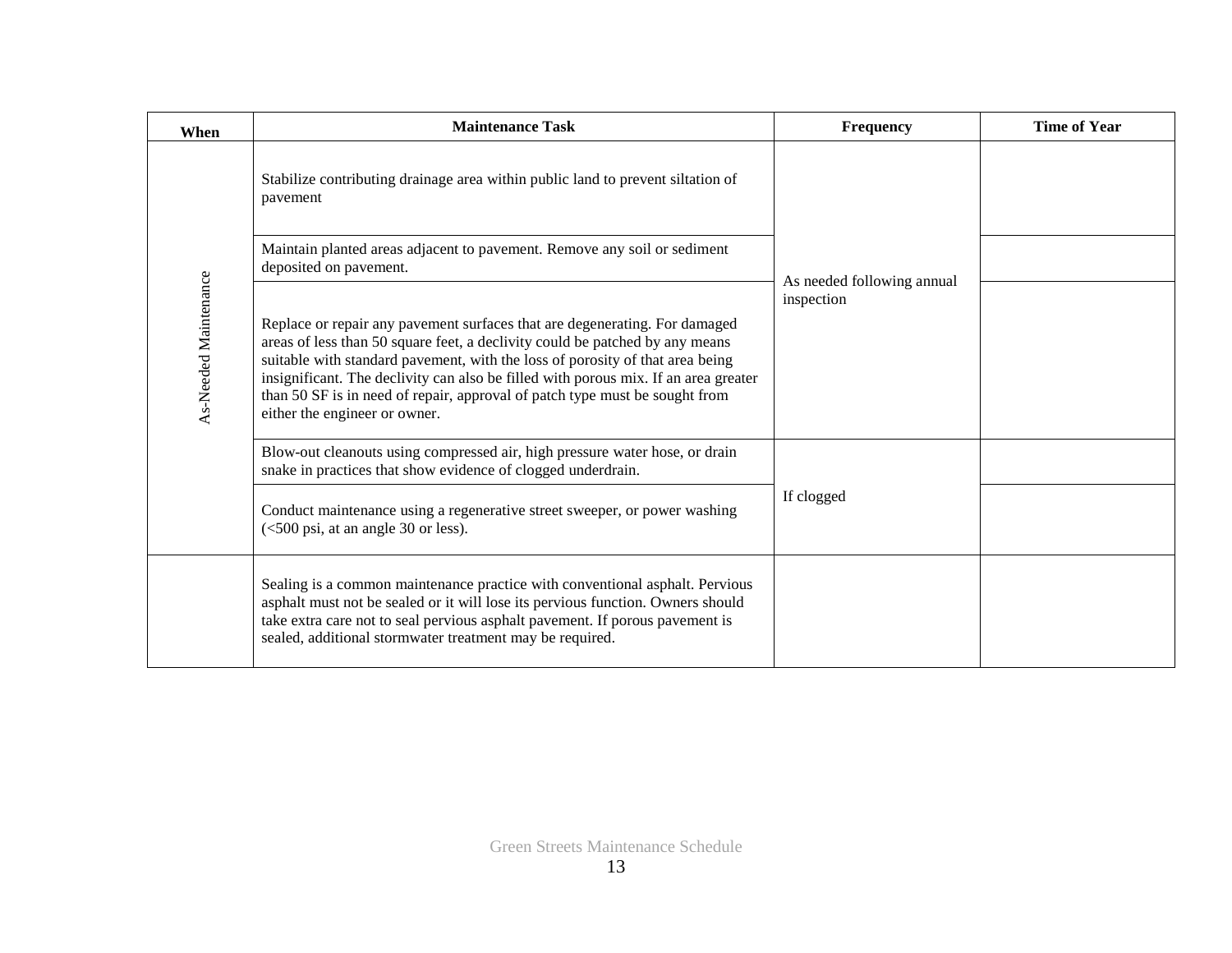| When | Maintenance Task | Frequency | Time of Year |
|---|---|---|---|
| As-Needed Maintenance | Stabilize contributing drainage area within public land to prevent siltation of pavement | As needed following annual inspection | |
| | Maintain planted areas adjacent to pavement. Remove any soil or sediment deposited on pavement. | | |
| | Replace or repair any pavement surfaces that are degenerating. For damaged areas of less than 50 square feet, a declivity could be patched by any means suitable with standard pavement, with the loss of porosity of that area being insignificant. The declivity can also be filled with porous mix. If an area greater than 50 SF is in need of repair, approval of patch type must be sought from either the engineer or owner. | | |
| | Blow-out cleanouts using compressed air, high pressure water hose, or drain snake in practices that show evidence of clogged underdrain. | If clogged | |
| | Conduct maintenance using a regenerative street sweeper, or power washing (<500 psi, at an angle 30 or less). | | |
| | Sealing is a common maintenance practice with conventional asphalt. Pervious asphalt must not be sealed or it will lose its pervious function. Owners should take extra care not to seal pervious asphalt pavement. If porous pavement is sealed, additional stormwater treatment may be required. | | |